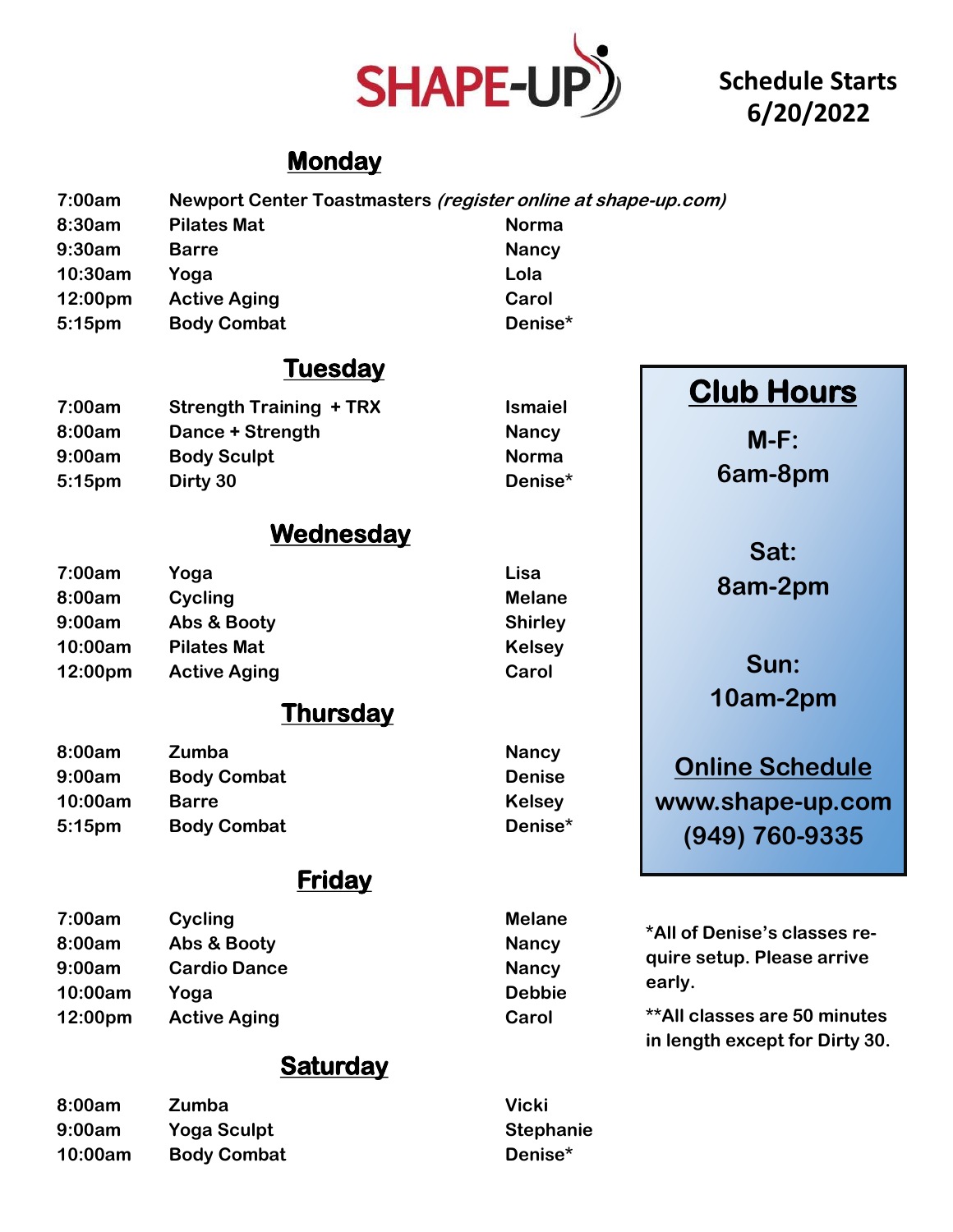# SHAPE-UP

**Schedule Starts 6/20/2022**

## Monday

| Time | Class | Instructor |
|---|---|---|
| 7:00am | Newport Center Toastmasters *(register online at shape-up.com)* | |
| 8:30am | Pilates Mat | Norma |
| 9:30am | Barre | Nancy |
| 10:30am | Yoga | Lola |
| 12:00pm | Active Aging | Carol |
| 5:15pm | Body Combat | Denise* |

## Tuesday

| Time | Class | Instructor |
|---|---|---|
| 7:00am | Strength Training + TRX | Ismaiel |
| 8:00am | Dance + Strength | Nancy |
| 9:00am | Body Sculpt | Norma |
| 5:15pm | Dirty 30 | Denise* |

## Wednesday

| Time | Class | Instructor |
|---|---|---|
| 7:00am | Yoga | Lisa |
| 8:00am | Cycling | Melane |
| 9:00am | Abs & Booty | Shirley |
| 10:00am | Pilates Mat | Kelsey |
| 12:00pm | Active Aging | Carol |

## Thursday

| Time | Class | Instructor |
|---|---|---|
| 8:00am | Zumba | Nancy |
| 9:00am | Body Combat | Denise |
| 10:00am | Barre | Kelsey |
| 5:15pm | Body Combat | Denise* |

## Friday

| Time | Class | Instructor |
|---|---|---|
| 7:00am | Cycling | Melane |
| 8:00am | Abs & Booty | Nancy |
| 9:00am | Cardio Dance | Nancy |
| 10:00am | Yoga | Debbie |
| 12:00pm | Active Aging | Carol |

## Saturday

| Time | Class | Instructor |
|---|---|---|
| 8:00am | Zumba | Vicki |
| 9:00am | Yoga Sculpt | Stephanie |
| 10:00am | Body Combat | Denise* |

## Club Hours

**M-F:**
6am-8pm

**Sat:**
8am-2pm

**Sun:**
10am-2pm

**Online Schedule**
www.shape-up.com
(949) 760-9335

*All of Denise's classes require setup. Please arrive early.

**All classes are 50 minutes in length except for Dirty 30.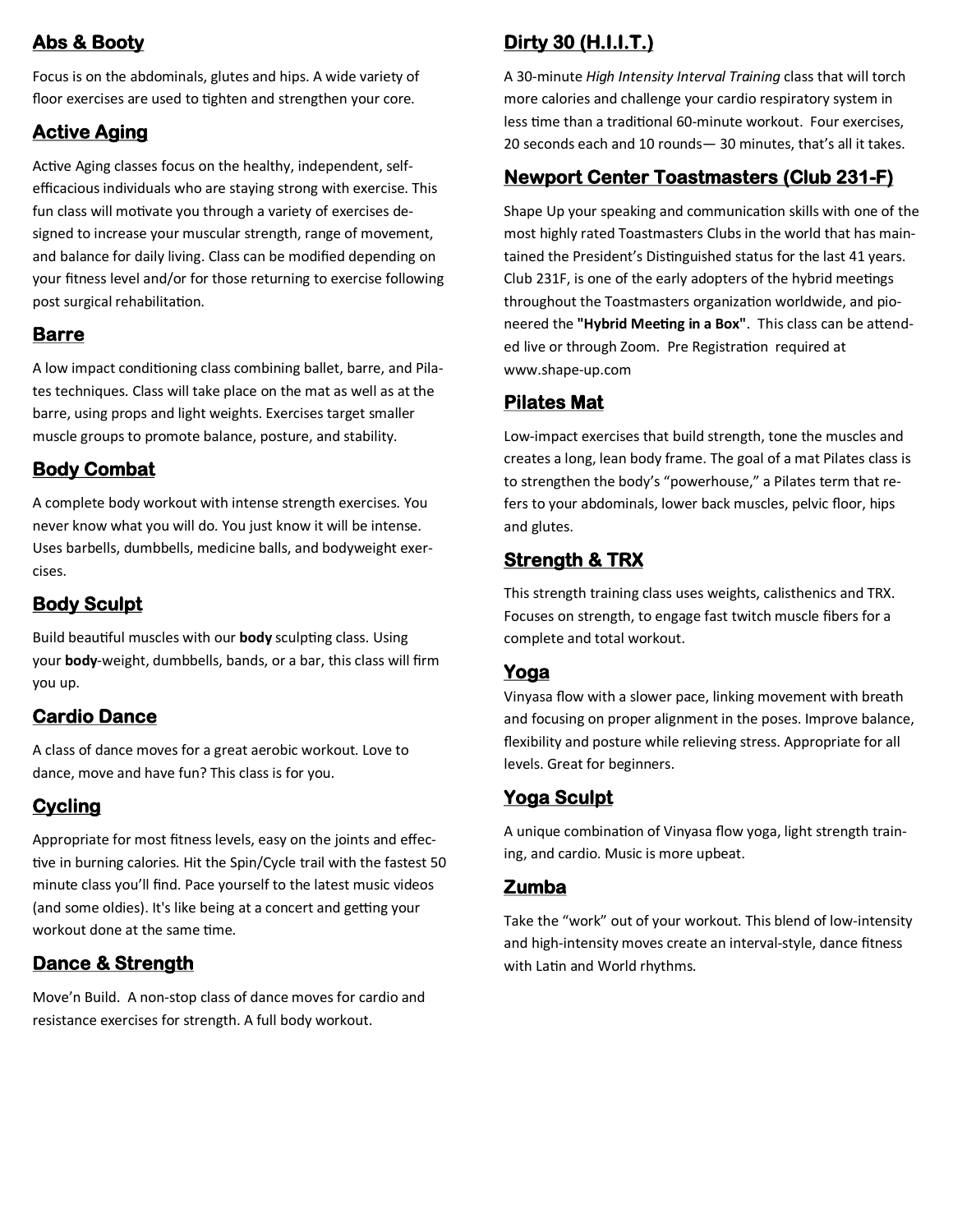## Abs & Booty

Focus is on the abdominals, glutes and hips. A wide variety of floor exercises are used to tighten and strengthen your core.

## Active Aging

Active Aging classes focus on the healthy, independent, self-efficacious individuals who are staying strong with exercise. This fun class will motivate you through a variety of exercises designed to increase your muscular strength, range of movement, and balance for daily living. Class can be modified depending on your fitness level and/or for those returning to exercise following post surgical rehabilitation.

## Barre

A low impact conditioning class combining ballet, barre, and Pilates techniques. Class will take place on the mat as well as at the barre, using props and light weights. Exercises target smaller muscle groups to promote balance, posture, and stability.

## Body Combat

A complete body workout with intense strength exercises. You never know what you will do. You just know it will be intense. Uses barbells, dumbbells, medicine balls, and bodyweight exercises.

## Body Sculpt

Build beautiful muscles with our **body** sculpting class. Using your **body**-weight, dumbbells, bands, or a bar, this class will firm you up.

## Cardio Dance

A class of dance moves for a great aerobic workout. Love to dance, move and have fun? This class is for you.

## Cycling

Appropriate for most fitness levels, easy on the joints and effective in burning calories. Hit the Spin/Cycle trail with the fastest 50 minute class you'll find. Pace yourself to the latest music videos (and some oldies). It's like being at a concert and getting your workout done at the same time.

## Dance & Strength

Move'n Build. A non-stop class of dance moves for cardio and resistance exercises for strength. A full body workout.

## Dirty 30 (H.I.I.T.)

A 30-minute *High Intensity Interval Training* class that will torch more calories and challenge your cardio respiratory system in less time than a traditional 60-minute workout. Four exercises, 20 seconds each and 10 rounds— 30 minutes, that's all it takes.

## Newport Center Toastmasters (Club 231-F)

Shape Up your speaking and communication skills with one of the most highly rated Toastmasters Clubs in the world that has maintained the President's Distinguished status for the last 41 years. Club 231F, is one of the early adopters of the hybrid meetings throughout the Toastmasters organization worldwide, and pioneered the **"Hybrid Meeting in a Box"**. This class can be attended live or through Zoom. Pre Registration required at www.shape-up.com

## Pilates Mat

Low-impact exercises that build strength, tone the muscles and creates a long, lean body frame. The goal of a mat Pilates class is to strengthen the body's "powerhouse," a Pilates term that refers to your abdominals, lower back muscles, pelvic floor, hips and glutes.

## Strength & TRX

This strength training class uses weights, calisthenics and TRX. Focuses on strength, to engage fast twitch muscle fibers for a complete and total workout.

## Yoga

Vinyasa flow with a slower pace, linking movement with breath and focusing on proper alignment in the poses. Improve balance, flexibility and posture while relieving stress. Appropriate for all levels. Great for beginners.

## Yoga Sculpt

A unique combination of Vinyasa flow yoga, light strength training, and cardio. Music is more upbeat.

## Zumba

Take the "work" out of your workout. This blend of low-intensity and high-intensity moves create an interval-style, dance fitness with Latin and World rhythms.